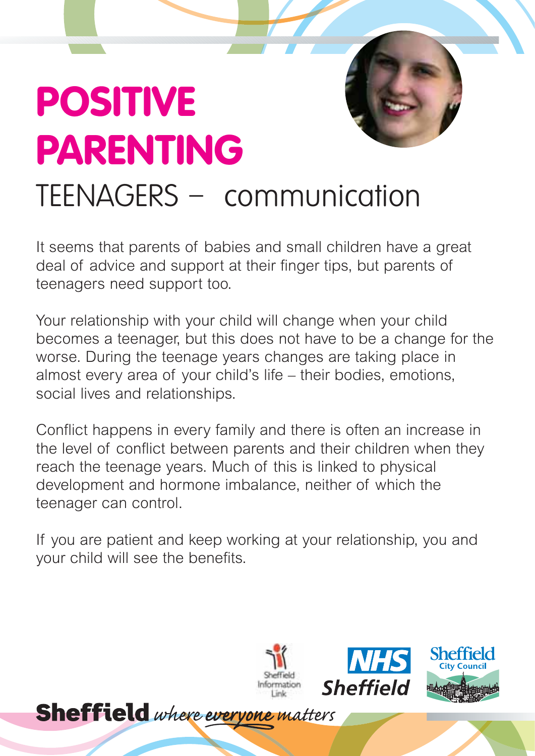# POSITIVE PARENTING

## TEENAGERS – communication

It seems that parents of babies and small children have a great deal of advice and support at their finger tips, but parents of teenagers need support too.

Your relationship with your child will change when your child becomes a teenager, but this does not have to be a change for the worse. During the teenage years changes are taking place in almost every area of your child's life – their bodies, emotions, social lives and relationships.

Conflict happens in every family and there is often an increase in the level of conflict between parents and their children when they reach the teenage years. Much of this is linked to physical development and hormone imbalance, neither of which the teenager can control.

If you are patient and keep working at your relationship, you and your child will see the benefits.

Sheffield Information Link

NHS Sheffield

Sheffield City Council

**Sheffield** *where everyone matters*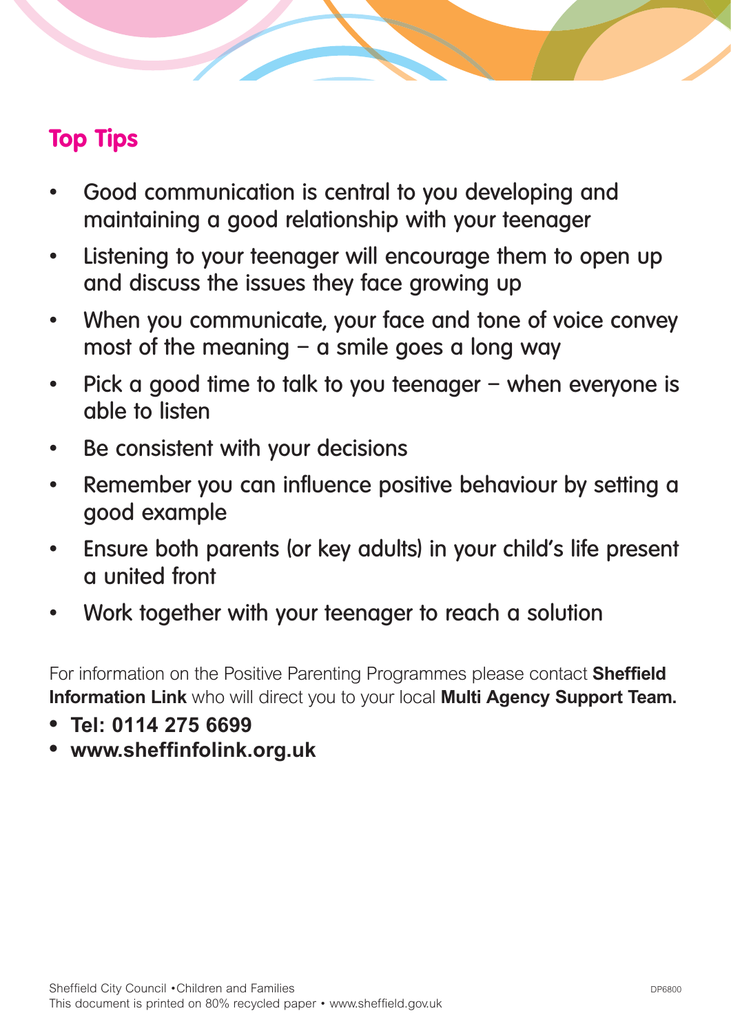## Top Tips

- Good communication is central to you developing and maintaining a good relationship with your teenager
- Listening to your teenager will encourage them to open up and discuss the issues they face growing up
- When you communicate, your face and tone of voice convey most of the meaning – a smile goes a long way
- Pick a good time to talk to you teenager – when everyone is able to listen
- Be consistent with your decisions
- Remember you can influence positive behaviour by setting a good example
- Ensure both parents (or key adults) in your child's life present a united front
- Work together with your teenager to reach a solution

For information on the Positive Parenting Programmes please contact **Sheffield Information Link** who will direct you to your local **Multi Agency Support Team.**

- **Tel: 0114 275 6699**
- **www.sheffinfolink.org.uk**

Sheffield City Council •Children and Families
This document is printed on 80% recycled paper • www.sheffield.gov.uk

DP6800